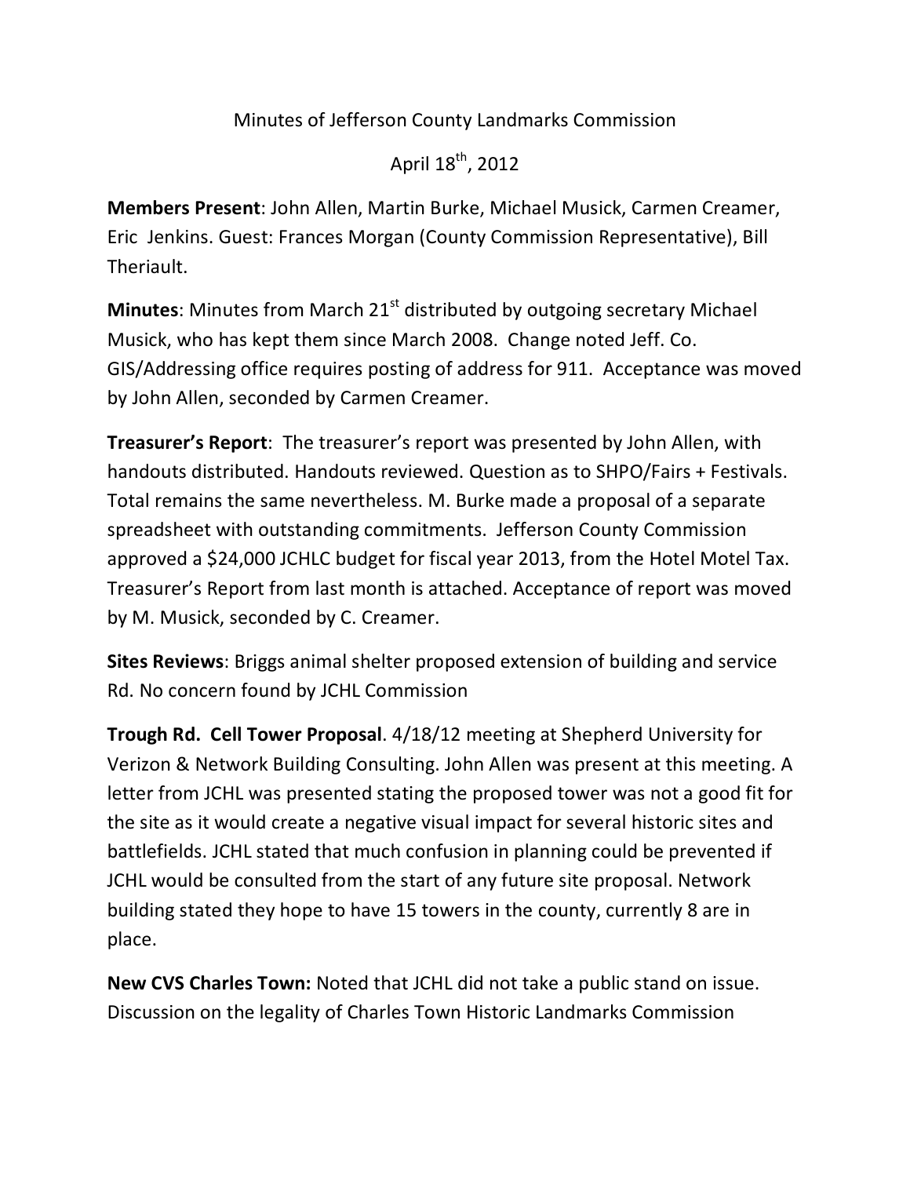Minutes of Jefferson County Landmarks Commission

April 18th, 2012

**Members Present**: John Allen, Martin Burke, Michael Musick, Carmen Creamer, Eric Jenkins. Guest: Frances Morgan (County Commission Representative), Bill Theriault.

**Minutes**: Minutes from March 21st distributed by outgoing secretary Michael Musick, who has kept them since March 2008. Change noted Jeff. Co. GIS/Addressing office requires posting of address for 911. Acceptance was moved by John Allen, seconded by Carmen Creamer.

**Treasurer's Report**: The treasurer's report was presented by John Allen, with handouts distributed. Handouts reviewed. Question as to SHPO/Fairs + Festivals. Total remains the same nevertheless. M. Burke made a proposal of a separate spreadsheet with outstanding commitments. Jefferson County Commission approved a $24,000 JCHLC budget for fiscal year 2013, from the Hotel Motel Tax. Treasurer's Report from last month is attached. Acceptance of report was moved by M. Musick, seconded by C. Creamer.

**Sites Reviews**: Briggs animal shelter proposed extension of building and service Rd. No concern found by JCHL Commission

**Trough Rd. Cell Tower Proposal**. 4/18/12 meeting at Shepherd University for Verizon & Network Building Consulting. John Allen was present at this meeting. A letter from JCHL was presented stating the proposed tower was not a good fit for the site as it would create a negative visual impact for several historic sites and battlefields. JCHL stated that much confusion in planning could be prevented if JCHL would be consulted from the start of any future site proposal. Network building stated they hope to have 15 towers in the county, currently 8 are in place.

**New CVS Charles Town:** Noted that JCHL did not take a public stand on issue. Discussion on the legality of Charles Town Historic Landmarks Commission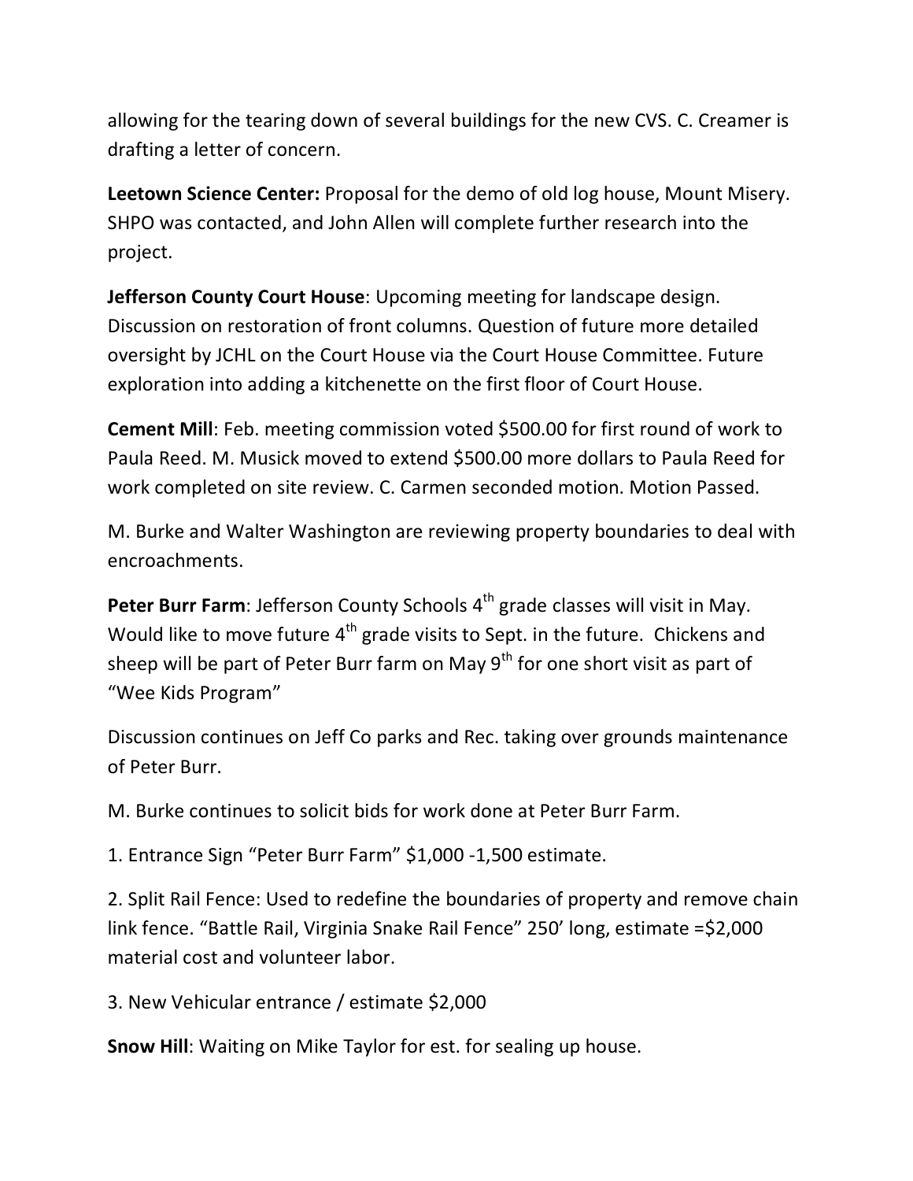allowing for the tearing down of several buildings for the new CVS. C. Creamer is drafting a letter of concern.

**Leetown Science Center:** Proposal for the demo of old log house, Mount Misery. SHPO was contacted, and John Allen will complete further research into the project.

**Jefferson County Court House**: Upcoming meeting for landscape design. Discussion on restoration of front columns. Question of future more detailed oversight by JCHL on the Court House via the Court House Committee. Future exploration into adding a kitchenette on the first floor of Court House.

**Cement Mill**: Feb. meeting commission voted $500.00 for first round of work to Paula Reed. M. Musick moved to extend $500.00 more dollars to Paula Reed for work completed on site review. C. Carmen seconded motion. Motion Passed.

M. Burke and Walter Washington are reviewing property boundaries to deal with encroachments.

**Peter Burr Farm**: Jefferson County Schools 4th grade classes will visit in May. Would like to move future 4th grade visits to Sept. in the future. Chickens and sheep will be part of Peter Burr farm on May 9th for one short visit as part of "Wee Kids Program"

Discussion continues on Jeff Co parks and Rec. taking over grounds maintenance of Peter Burr.

M. Burke continues to solicit bids for work done at Peter Burr Farm.

1. Entrance Sign "Peter Burr Farm" $1,000 -1,500 estimate.

2. Split Rail Fence: Used to redefine the boundaries of property and remove chain link fence. "Battle Rail, Virginia Snake Rail Fence" 250' long, estimate =$2,000 material cost and volunteer labor.

3. New Vehicular entrance / estimate $2,000

**Snow Hill**: Waiting on Mike Taylor for est. for sealing up house.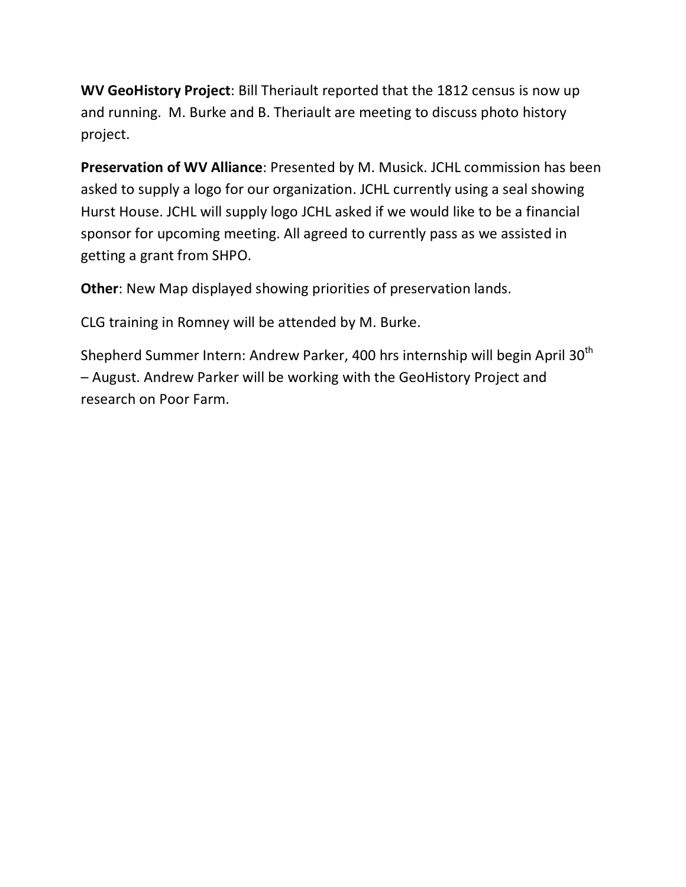**WV GeoHistory Project**: Bill Theriault reported that the 1812 census is now up and running. M. Burke and B. Theriault are meeting to discuss photo history project.

**Preservation of WV Alliance**: Presented by M. Musick. JCHL commission has been asked to supply a logo for our organization. JCHL currently using a seal showing Hurst House. JCHL will supply logo JCHL asked if we would like to be a financial sponsor for upcoming meeting. All agreed to currently pass as we assisted in getting a grant from SHPO.

**Other**: New Map displayed showing priorities of preservation lands.

CLG training in Romney will be attended by M. Burke.

Shepherd Summer Intern: Andrew Parker, 400 hrs internship will begin April 30th – August. Andrew Parker will be working with the GeoHistory Project and research on Poor Farm.